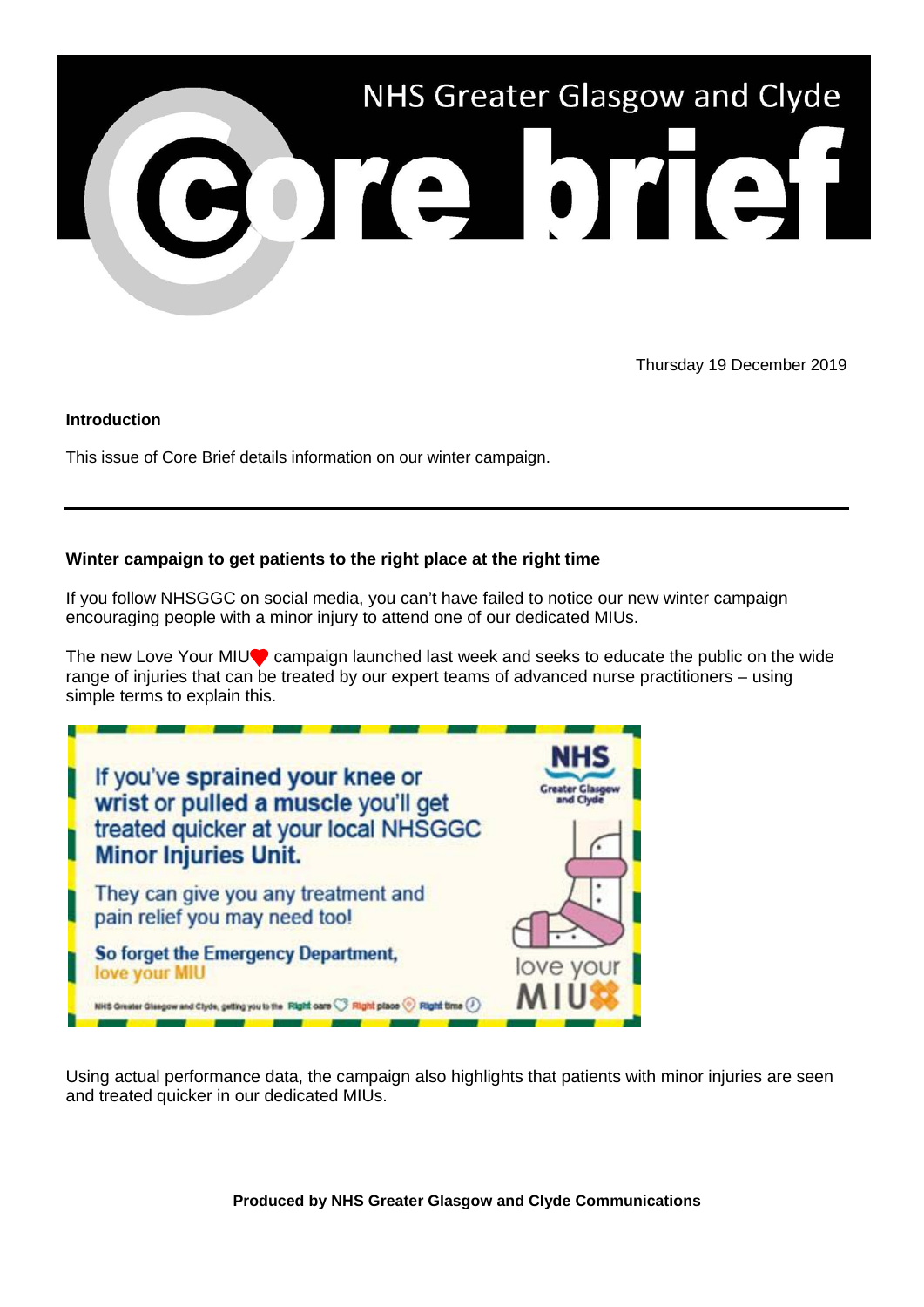# NHS Greater Glasgow and Clyde Core brief

Thursday 19 December 2019

**Introduction**

This issue of Core Brief details information on our winter campaign.

---

**Winter campaign to get patients to the right place at the right time**

If you follow NHSGGC on social media, you can't have failed to notice our new winter campaign encouraging people with a minor injury to attend one of our dedicated MIUs.

The new Love Your MIU❤ campaign launched last week and seeks to educate the public on the wide range of injuries that can be treated by our expert teams of advanced nurse practitioners – using simple terms to explain this.

If you've **sprained your knee** or **wrist** or **pulled a muscle** you'll get treated quicker at your local NHSGGC **Minor Injuries Unit.**

They can give you any treatment and pain relief you may need too!

**So forget the Emergency Department,**
love your MIU

NHS Greater Glasgow and Clyde, getting you to the Right care Right place Right time

NHS Greater Glasgow and Clyde

love your MIU

Using actual performance data, the campaign also highlights that patients with minor injuries are seen and treated quicker in our dedicated MIUs.

**Produced by NHS Greater Glasgow and Clyde Communications**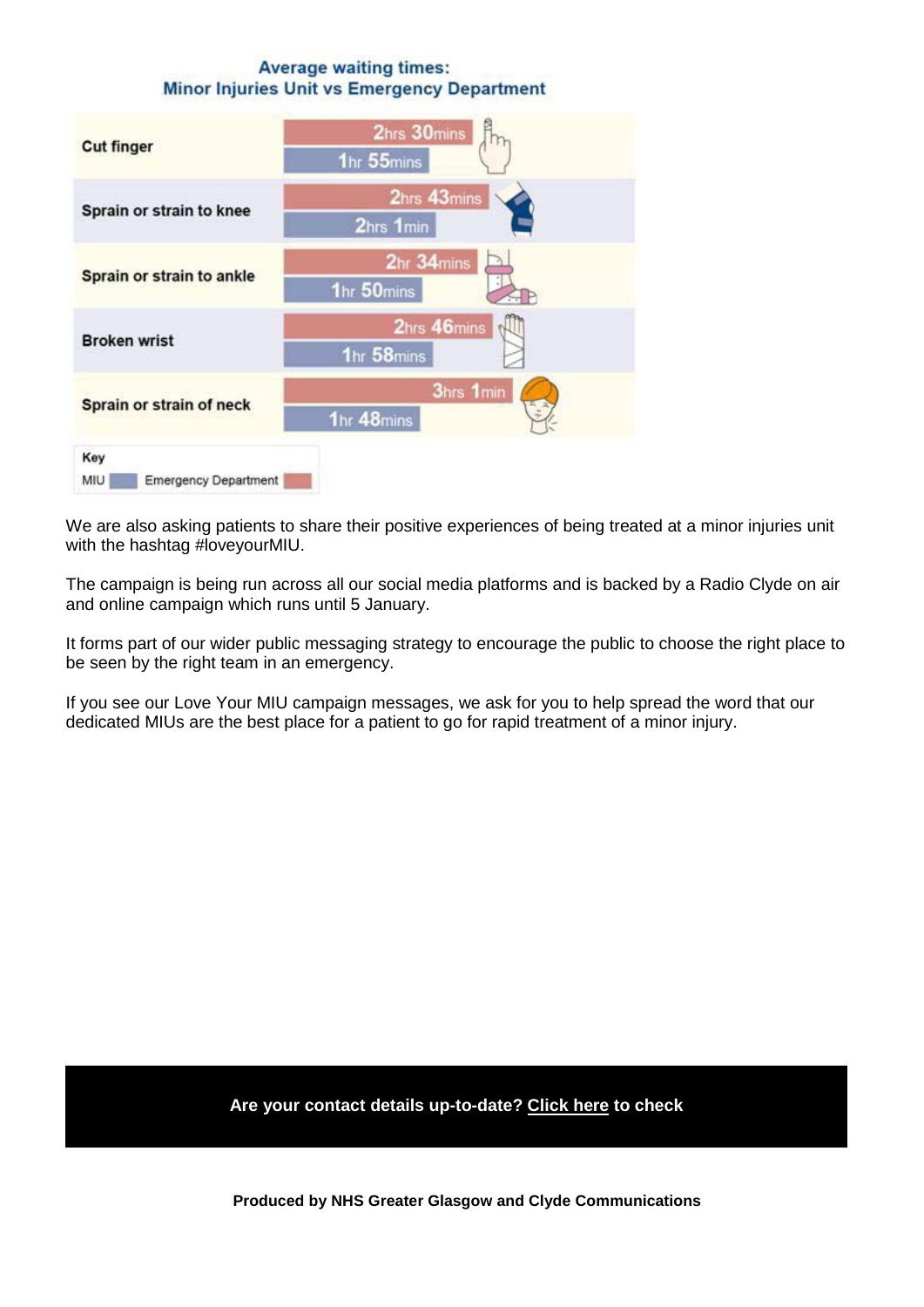**Average waiting times:**
**Minor Injuries Unit vs Emergency Department**

Cut finger
2hrs 30mins
1hr 55mins

Sprain or strain to knee
2hrs 43mins
2hrs 1min

Sprain or strain to ankle
2hr 34mins
1hr 50mins

Broken wrist
2hrs 46mins
1hr 58mins

Sprain or strain of neck
3hrs 1min
1hr 48mins

Key
MIU
Emergency Department

We are also asking patients to share their positive experiences of being treated at a minor injuries unit with the hashtag #loveyourMIU.

The campaign is being run across all our social media platforms and is backed by a Radio Clyde on air and online campaign which runs until 5 January.

It forms part of our wider public messaging strategy to encourage the public to choose the right place to be seen by the right team in an emergency.

If you see our Love Your MIU campaign messages, we ask for you to help spread the word that our dedicated MIUs are the best place for a patient to go for rapid treatment of a minor injury.

**Are your contact details up-to-date? Click here to check**

**Produced by NHS Greater Glasgow and Clyde Communications**